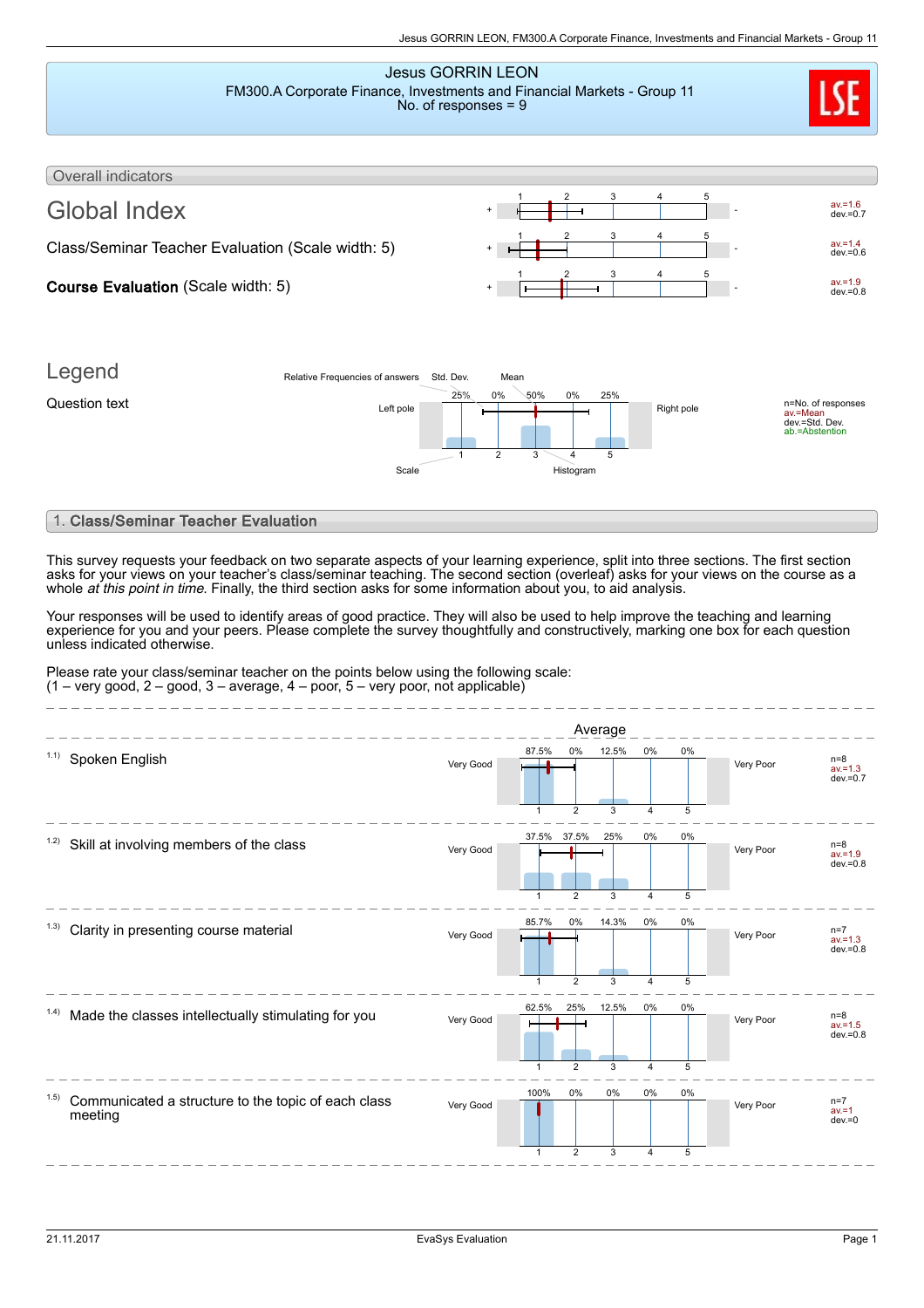# Jesus GORRIN LEON

FM300.A Corporate Finance, Investments and Financial Markets - Group 11
No. of responses = 9

## Overall indicators

| Indicator | Left pole | Right pole | Statistics |
|---|---|---|---|
| **Global Index** | + | - | av.=1.6, dev.=0.7 |
| Class/Seminar Teacher Evaluation (Scale width: 5) | + | - | av.=1.4, dev.=0.6 |
| **Course Evaluation** (Scale width: 5) | + | - | av.=1.9, dev.=0.8 |

## Legend

Question text

| Left pole | 1 | 2 | 3 | 4 | 5 | Right pole |
|---|---|---|---|---|---|---|
| Relative Frequencies of answers | 25% | 0% | 50% | 0% | 25% | |

Std. Dev. · Mean · Scale · Histogram

n=No. of responses
av.=Mean
dev.=Std. Dev.
ab.=Abstention

## 1. **Class/Seminar Teacher Evaluation**

This survey requests your feedback on two separate aspects of your learning experience, split into three sections. The first section asks for your views on your teacher's class/seminar teaching. The second section (overleaf) asks for your views on the course as a whole *at this point in time*. Finally, the third section asks for some information about you, to aid analysis.

Your responses will be used to identify areas of good practice. They will also be used to help improve the teaching and learning experience for you and your peers. Please complete the survey thoughtfully and constructively, marking one box for each question unless indicated otherwise.

Please rate your class/seminar teacher on the points below using the following scale:
(1 – very good, 2 – good, 3 – average, 4 – poor, 5 – very poor, not applicable)

Average

| Question | Left pole | 1 | 2 | 3 | 4 | 5 | Right pole | Statistics |
|---|---|---|---|---|---|---|---|---|
| 1.1) Spoken English | Very Good | 87.5% | 0% | 12.5% | 0% | 0% | Very Poor | n=8, av.=1.3, dev.=0.7 |
| 1.2) Skill at involving members of the class | Very Good | 37.5% | 37.5% | 25% | 0% | 0% | Very Poor | n=8, av.=1.9, dev.=0.8 |
| 1.3) Clarity in presenting course material | Very Good | 85.7% | 0% | 14.3% | 0% | 0% | Very Poor | n=7, av.=1.3, dev.=0.8 |
| 1.4) Made the classes intellectually stimulating for you | Very Good | 62.5% | 25% | 12.5% | 0% | 0% | Very Poor | n=8, av.=1.5, dev.=0.8 |
| 1.5) Communicated a structure to the topic of each class meeting | Very Good | 100% | 0% | 0% | 0% | 0% | Very Poor | n=7, av.=1, dev.=0 |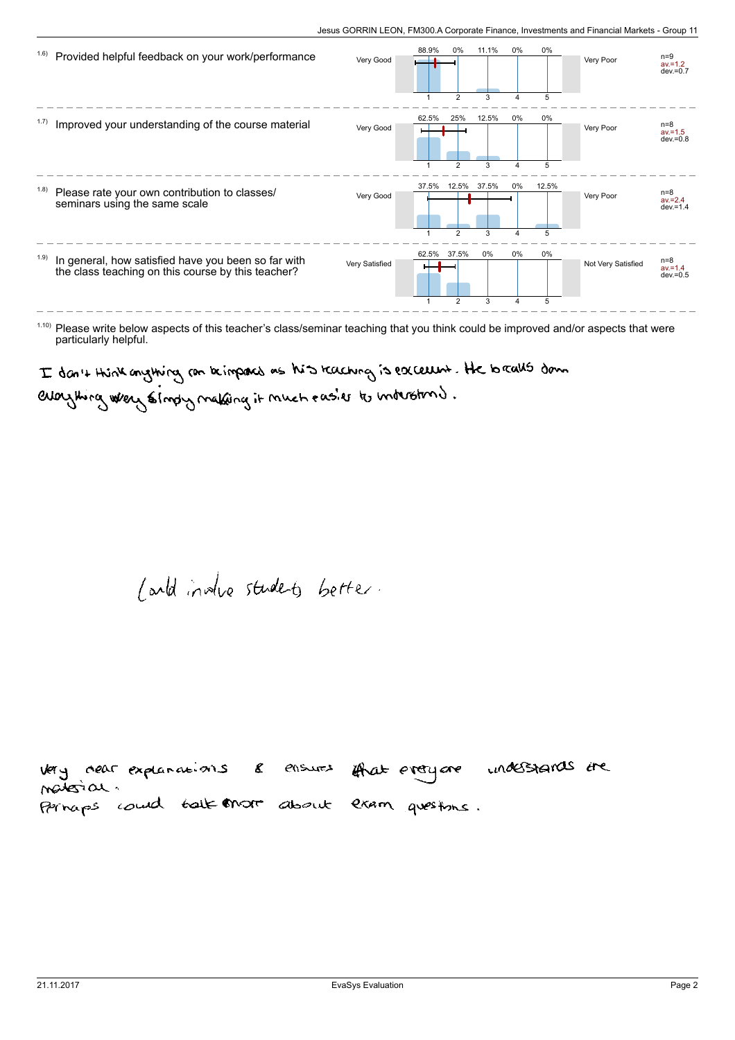| Question | Left pole | 1 | 2 | 3 | 4 | 5 | Right pole | Statistics |
|---|---|---|---|---|---|---|---|---|
| 1.6) Provided helpful feedback on your work/performance | Very Good | 88.9% | 0% | 11.1% | 0% | 0% | Very Poor | n=9, av.=1.2, dev.=0.7 |
| 1.7) Improved your understanding of the course material | Very Good | 62.5% | 25% | 12.5% | 0% | 0% | Very Poor | n=8, av.=1.5, dev.=0.8 |
| 1.8) Please rate your own contribution to classes/ seminars using the same scale | Very Good | 37.5% | 12.5% | 37.5% | 0% | 12.5% | Very Poor | n=8, av.=2.4, dev.=1.4 |
| 1.9) In general, how satisfied have you been so far with the class teaching on this course by this teacher? | Very Satisfied | 62.5% | 37.5% | 0% | 0% | 0% | Not Very Satisfied | n=8, av.=1.4, dev.=0.5 |

1.10) Please write below aspects of this teacher's class/seminar teaching that you think could be improved and/or aspects that were particularly helpful.

I don't think anything can be improved as his teaching is excellent. He breaks down everything very simply making it much easier to understand.

Could involve students better.

Very clear explanations & ensures that everyone understands the material.
Perhaps could talk more about exam questions.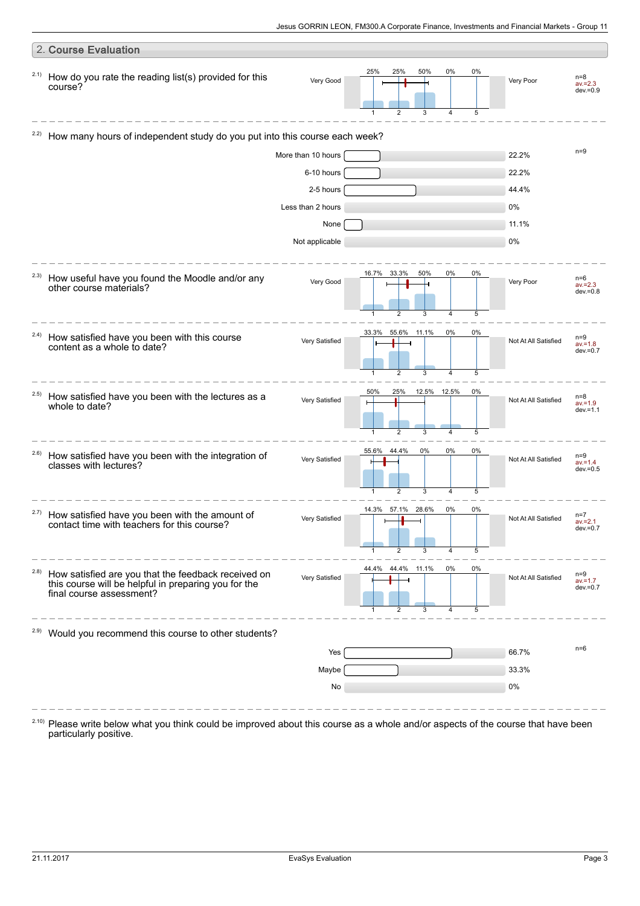## 2. Course Evaluation

2.1) How do you rate the reading list(s) provided for this course?

| Very Good | 1 | 2 | 3 | 4 | 5 | Very Poor | |
|---|---|---|---|---|---|---|---|
| | 25% | 25% | 50% | 0% | 0% | | n=8 av.=2.3 dev.=0.9 |

2.2) How many hours of independent study do you put into this course each week?

| Option | % |
|---|---|
| More than 10 hours | 22.2% |
| 6-10 hours | 22.2% |
| 2-5 hours | 44.4% |
| Less than 2 hours | 0% |
| None | 11.1% |
| Not applicable | 0% |

n=9

2.3) How useful have you found the Moodle and/or any other course materials?

| Very Good | 1 | 2 | 3 | 4 | 5 | Very Poor | |
|---|---|---|---|---|---|---|---|
| | 16.7% | 33.3% | 50% | 0% | 0% | | n=6 av.=2.3 dev.=0.8 |

2.4) How satisfied have you been with this course content as a whole to date?

| Very Satisfied | 1 | 2 | 3 | 4 | 5 | Not At All Satisfied | |
|---|---|---|---|---|---|---|---|
| | 33.3% | 55.6% | 11.1% | 0% | 0% | | n=9 av.=1.8 dev.=0.7 |

2.5) How satisfied have you been with the lectures as a whole to date?

| Very Satisfied | 1 | 2 | 3 | 4 | 5 | Not At All Satisfied | |
|---|---|---|---|---|---|---|---|
| | 50% | 25% | 12.5% | 12.5% | 0% | | n=8 av.=1.9 dev.=1.1 |

2.6) How satisfied have you been with the integration of classes with lectures?

| Very Satisfied | 1 | 2 | 3 | 4 | 5 | Not At All Satisfied | |
|---|---|---|---|---|---|---|---|
| | 55.6% | 44.4% | 0% | 0% | 0% | | n=9 av.=1.4 dev.=0.5 |

2.7) How satisfied have you been with the amount of contact time with teachers for this course?

| Very Satisfied | 1 | 2 | 3 | 4 | 5 | Not At All Satisfied | |
|---|---|---|---|---|---|---|---|
| | 14.3% | 57.1% | 28.6% | 0% | 0% | | n=7 av.=2.1 dev.=0.7 |

2.8) How satisfied are you that the feedback received on this course will be helpful in preparing you for the final course assessment?

| Very Satisfied | 1 | 2 | 3 | 4 | 5 | Not At All Satisfied | |
|---|---|---|---|---|---|---|---|
| | 44.4% | 44.4% | 11.1% | 0% | 0% | | n=9 av.=1.7 dev.=0.7 |

2.9) Would you recommend this course to other students?

| Option | % |
|---|---|
| Yes | 66.7% |
| Maybe | 33.3% |
| No | 0% |

n=6

2.10) Please write below what you think could be improved about this course as a whole and/or aspects of the course that have been particularly positive.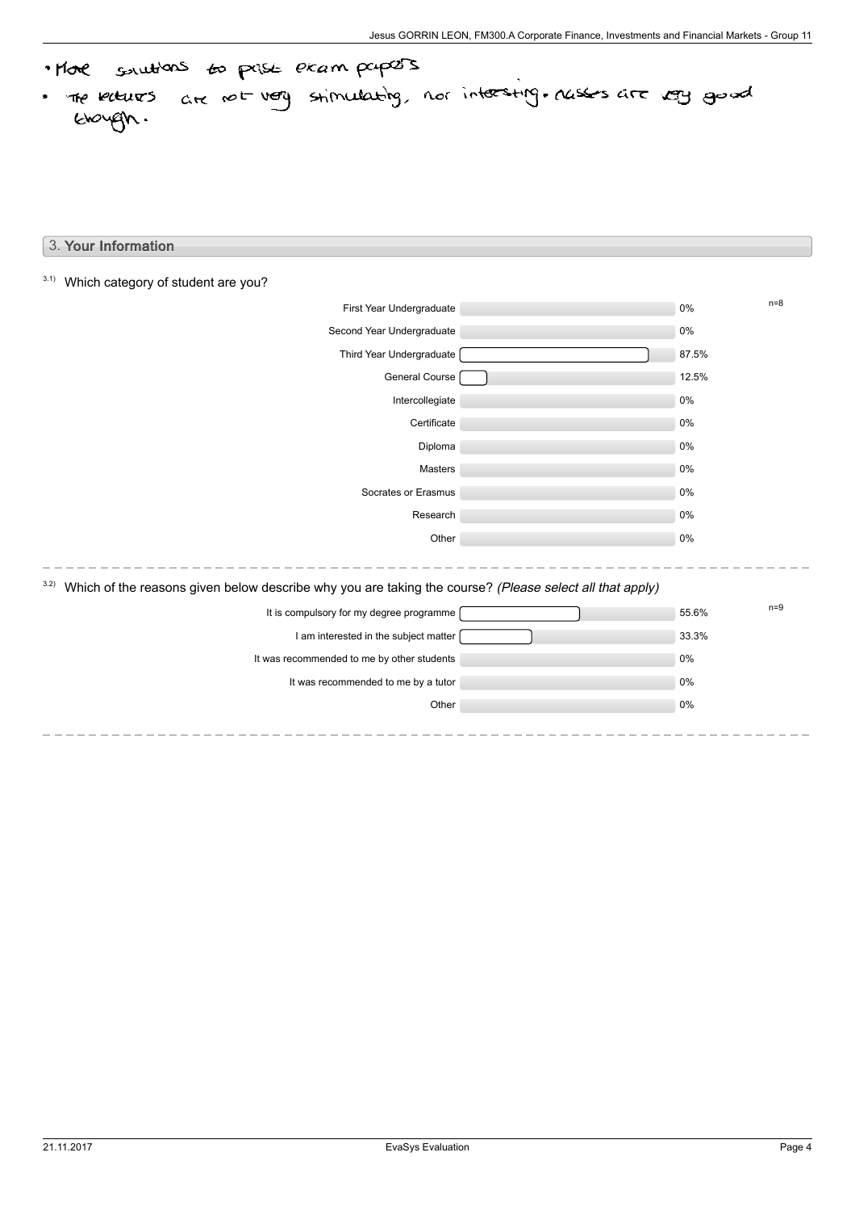- More solutions to past exam papers
- The lectures are not very stimulating, nor interesting. Classes are very good though.

## 3. Your Information

3.1) Which category of student are you?

n=8

| Category | Percentage |
|---|---|
| First Year Undergraduate | 0% |
| Second Year Undergraduate | 0% |
| Third Year Undergraduate | 87.5% |
| General Course | 12.5% |
| Intercollegiate | 0% |
| Certificate | 0% |
| Diploma | 0% |
| Masters | 0% |
| Socrates or Erasmus | 0% |
| Research | 0% |
| Other | 0% |

3.2) Which of the reasons given below describe why you are taking the course? *(Please select all that apply)*

n=9

| Reason | Percentage |
|---|---|
| It is compulsory for my degree programme | 55.6% |
| I am interested in the subject matter | 33.3% |
| It was recommended to me by other students | 0% |
| It was recommended to me by a tutor | 0% |
| Other | 0% |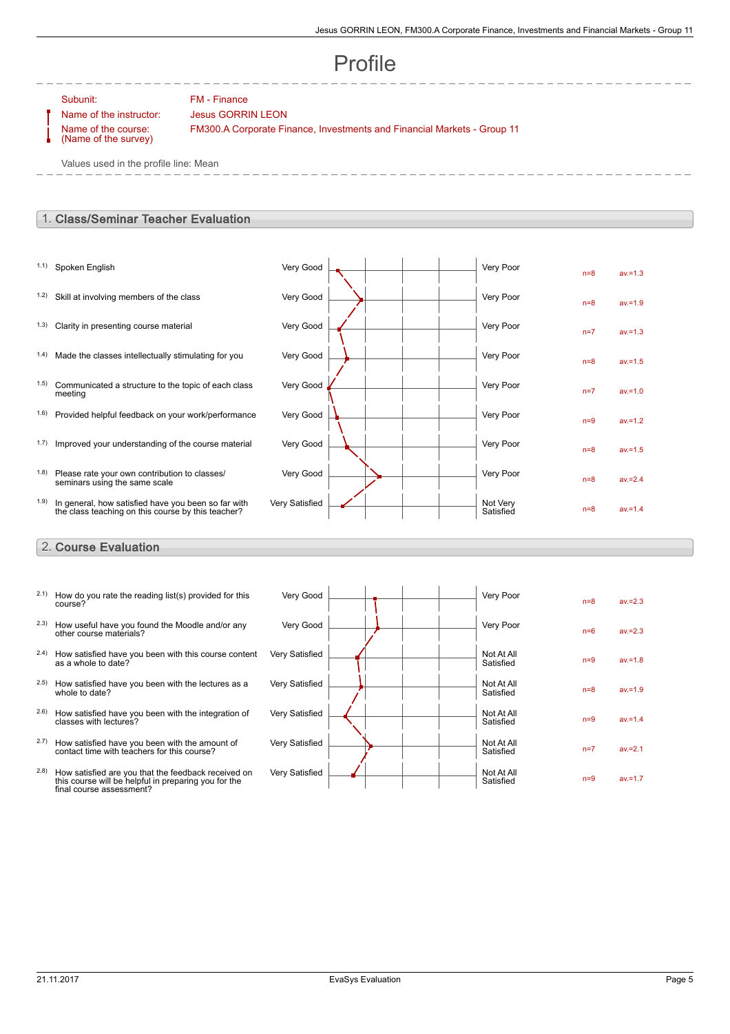# Profile

Subunit: FM - Finance

Name of the instructor: Jesus GORRIN LEON

Name of the course: (Name of the survey) FM300.A Corporate Finance, Investments and Financial Markets - Group 11

Values used in the profile line: Mean

## 1. Class/Seminar Teacher Evaluation

1.1) Spoken English
Very Good — Very Poor
n=8 av.=1.3

1.2) Skill at involving members of the class
Very Good — Very Poor
n=8 av.=1.9

1.3) Clarity in presenting course material
Very Good — Very Poor
n=7 av.=1.3

1.4) Made the classes intellectually stimulating for you
Very Good — Very Poor
n=8 av.=1.5

1.5) Communicated a structure to the topic of each class meeting
Very Good — Very Poor
n=7 av.=1.0

1.6) Provided helpful feedback on your work/performance
Very Good — Very Poor
n=9 av.=1.2

1.7) Improved your understanding of the course material
Very Good — Very Poor
n=8 av.=1.5

1.8) Please rate your own contribution to classes/ seminars using the same scale
Very Good — Very Poor
n=8 av.=2.4

1.9) In general, how satisfied have you been so far with the class teaching on this course by this teacher?
Very Satisfied — Not Very Satisfied
n=8 av.=1.4

## 2. Course Evaluation

2.1) How do you rate the reading list(s) provided for this course?
Very Good — Very Poor
n=8 av.=2.3

2.3) How useful have you found the Moodle and/or any other course materials?
Very Good — Very Poor
n=6 av.=2.3

2.4) How satisfied have you been with this course content as a whole to date?
Very Satisfied — Not At All Satisfied
n=9 av.=1.8

2.5) How satisfied have you been with the lectures as a whole to date?
Very Satisfied — Not At All Satisfied
n=8 av.=1.9

2.6) How satisfied have you been with the integration of classes with lectures?
Very Satisfied — Not At All Satisfied
n=9 av.=1.4

2.7) How satisfied have you been with the amount of contact time with teachers for this course?
Very Satisfied — Not At All Satisfied
n=7 av.=2.1

2.8) How satisfied are you that the feedback received on this course will be helpful in preparing you for the final course assessment?
Very Satisfied — Not At All Satisfied
n=9 av.=1.7